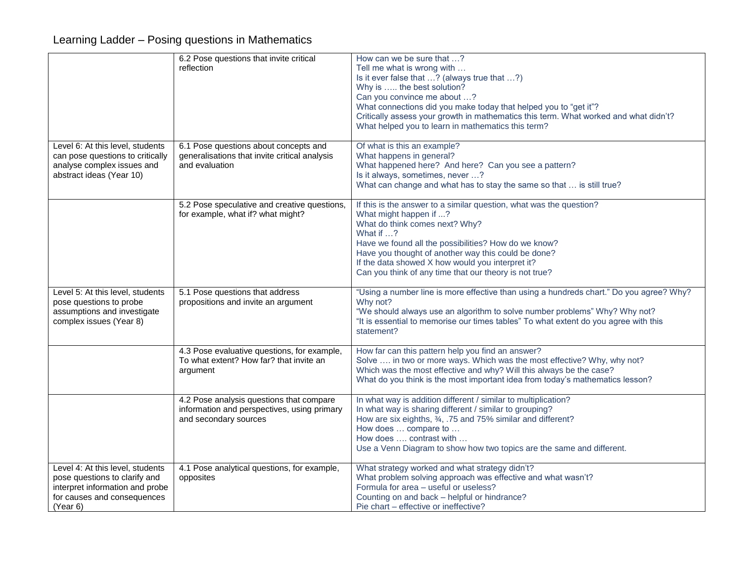# Learning Ladder – Posing questions in Mathematics

| | | |
|---|---|---|
| | 6.2 Pose questions that invite critical reflection | How can we be sure that …?<br>Tell me what is wrong with …<br>Is it ever false that …? (always true that …?)<br>Why is ….. the best solution?<br>Can you convince me about …?<br>What connections did you make today that helped you to “get it”?<br>Critically assess your growth in mathematics this term. What worked and what didn’t?<br>What helped you to learn in mathematics this term? |
| Level 6: At this level, students can pose questions to critically analyse complex issues and abstract ideas (Year 10) | 6.1 Pose questions about concepts and generalisations that invite critical analysis and evaluation | Of what is this an example?<br>What happens in general?<br>What happened here? And here? Can you see a pattern?<br>Is it always, sometimes, never …?<br>What can change and what has to stay the same so that … is still true? |
| | 5.2 Pose speculative and creative questions, for example, what if? what might? | If this is the answer to a similar question, what was the question?<br>What might happen if ...?<br>What do think comes next? Why?<br>What if …?<br>Have we found all the possibilities? How do we know?<br>Have you thought of another way this could be done?<br>If the data showed X how would you interpret it?<br>Can you think of any time that our theory is not true? |
| Level 5: At this level, students pose questions to probe assumptions and investigate complex issues (Year 8) | 5.1 Pose questions that address propositions and invite an argument | “Using a number line is more effective than using a hundreds chart.” Do you agree? Why? Why not?<br>“We should always use an algorithm to solve number problems” Why? Why not?<br>“It is essential to memorise our times tables” To what extent do you agree with this statement? |
| | 4.3 Pose evaluative questions, for example, To what extent? How far? that invite an argument | How far can this pattern help you find an answer?<br>Solve …. in two or more ways. Which was the most effective? Why, why not?<br>Which was the most effective and why? Will this always be the case?<br>What do you think is the most important idea from today’s mathematics lesson? |
| | 4.2 Pose analysis questions that compare information and perspectives, using primary and secondary sources | In what way is addition different / similar to multiplication?<br>In what way is sharing different / similar to grouping?<br>How are six eighths, ¾, .75 and 75% similar and different?<br>How does … compare to …<br>How does …. contrast with …<br>Use a Venn Diagram to show how two topics are the same and different. |
| Level 4: At this level, students pose questions to clarify and interpret information and probe for causes and consequences (Year 6) | 4.1 Pose analytical questions, for example, opposites | What strategy worked and what strategy didn’t?<br>What problem solving approach was effective and what wasn’t?<br>Formula for area – useful or useless?<br>Counting on and back – helpful or hindrance?<br>Pie chart – effective or ineffective? |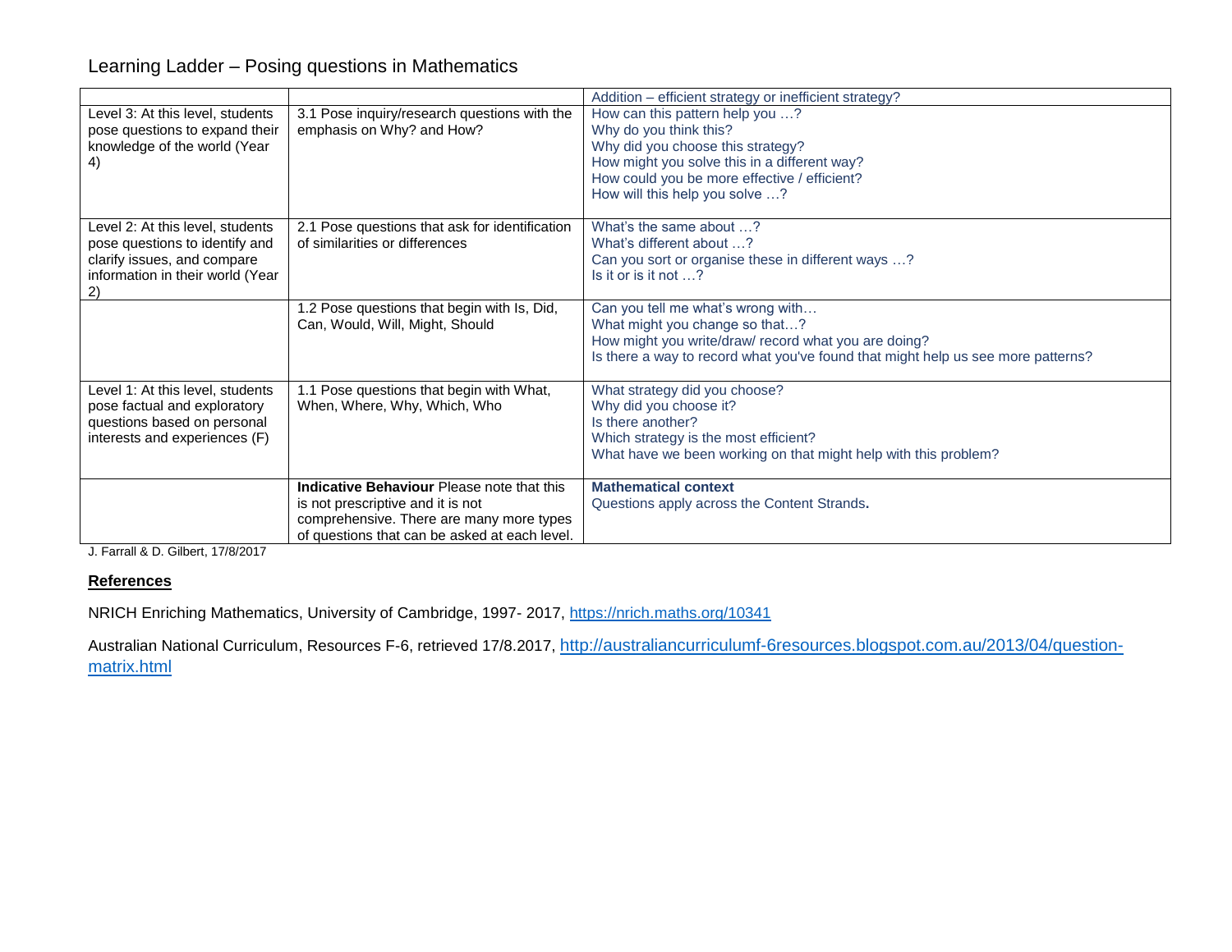Learning Ladder – Posing questions in Mathematics

| | | |
|---|---|---|
| | | Addition – efficient strategy or inefficient strategy? |
| Level 3: At this level, students pose questions to expand their knowledge of the world (Year 4) | 3.1 Pose inquiry/research questions with the emphasis on Why? and How? | How can this pattern help you …?<br>Why do you think this?<br>Why did you choose this strategy?<br>How might you solve this in a different way?<br>How could you be more effective / efficient?<br>How will this help you solve …? |
| Level 2: At this level, students pose questions to identify and clarify issues, and compare information in their world (Year 2) | 2.1 Pose questions that ask for identification of similarities or differences | What's the same about …?<br>What's different about …?<br>Can you sort or organise these in different ways …?<br>Is it or is it not …? |
| | 1.2 Pose questions that begin with Is, Did, Can, Would, Will, Might, Should | Can you tell me what's wrong with…<br>What might you change so that…?<br>How might you write/draw/ record what you are doing?<br>Is there a way to record what you've found that might help us see more patterns? |
| Level 1: At this level, students pose factual and exploratory questions based on personal interests and experiences (F) | 1.1 Pose questions that begin with What, When, Where, Why, Which, Who | What strategy did you choose?<br>Why did you choose it?<br>Is there another?<br>Which strategy is the most efficient?<br>What have we been working on that might help with this problem? |
| | **Indicative Behaviour** Please note that this is not prescriptive and it is not comprehensive. There are many more types of questions that can be asked at each level. | **Mathematical context**<br>Questions apply across the Content Strands**.** |

J. Farrall & D. Gilbert, 17/8/2017

**References**

NRICH Enriching Mathematics, University of Cambridge, 1997- 2017, https://nrich.maths.org/10341

Australian National Curriculum, Resources F-6, retrieved 17/8.2017, http://australiancurriculumf-6resources.blogspot.com.au/2013/04/question-matrix.html